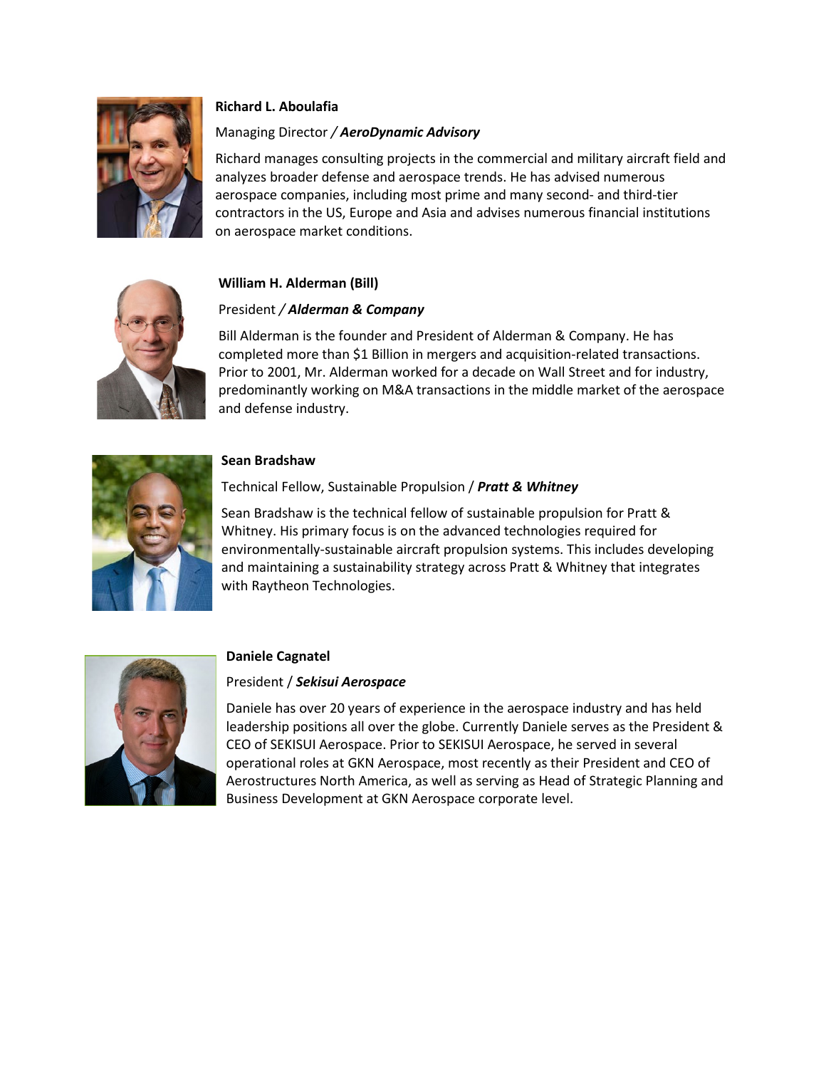**Richard L. Aboulafia**

Managing Director / ***AeroDynamic Advisory***

Richard manages consulting projects in the commercial and military aircraft field and analyzes broader defense and aerospace trends. He has advised numerous aerospace companies, including most prime and many second- and third-tier contractors in the US, Europe and Asia and advises numerous financial institutions on aerospace market conditions.

**William H. Alderman (Bill)**

President / ***Alderman & Company***

Bill Alderman is the founder and President of Alderman & Company. He has completed more than $1 Billion in mergers and acquisition-related transactions. Prior to 2001, Mr. Alderman worked for a decade on Wall Street and for industry, predominantly working on M&A transactions in the middle market of the aerospace and defense industry.

**Sean Bradshaw**

Technical Fellow, Sustainable Propulsion / ***Pratt & Whitney***

Sean Bradshaw is the technical fellow of sustainable propulsion for Pratt & Whitney. His primary focus is on the advanced technologies required for environmentally-sustainable aircraft propulsion systems. This includes developing and maintaining a sustainability strategy across Pratt & Whitney that integrates with Raytheon Technologies.

**Daniele Cagnatel**

President / ***Sekisui Aerospace***

Daniele has over 20 years of experience in the aerospace industry and has held leadership positions all over the globe. Currently Daniele serves as the President & CEO of SEKISUI Aerospace. Prior to SEKISUI Aerospace, he served in several operational roles at GKN Aerospace, most recently as their President and CEO of Aerostructures North America, as well as serving as Head of Strategic Planning and Business Development at GKN Aerospace corporate level.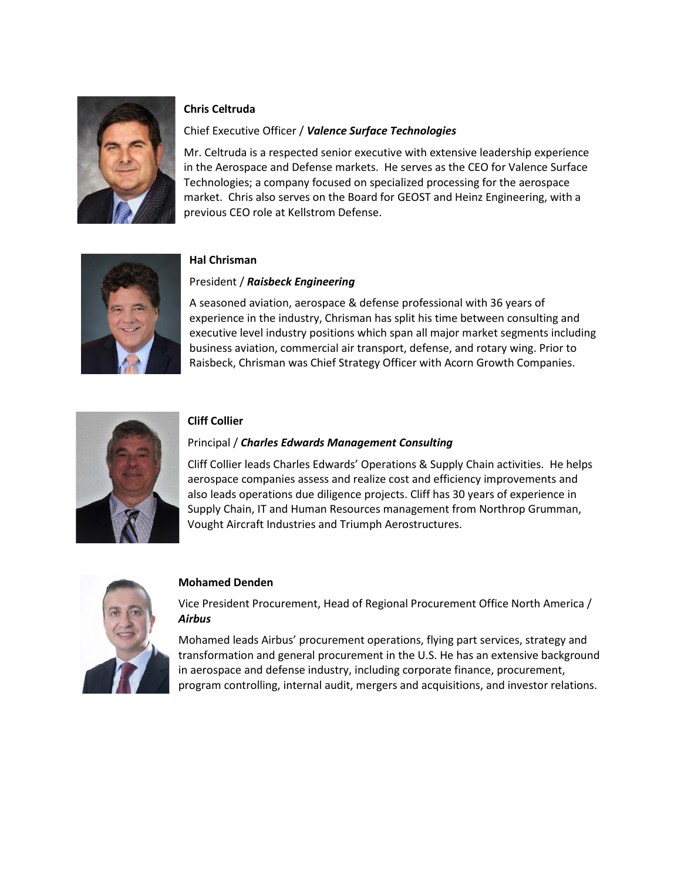**Chris Celtruda**

Chief Executive Officer / ***Valence Surface Technologies***

Mr. Celtruda is a respected senior executive with extensive leadership experience in the Aerospace and Defense markets. He serves as the CEO for Valence Surface Technologies; a company focused on specialized processing for the aerospace market. Chris also serves on the Board for GEOST and Heinz Engineering, with a previous CEO role at Kellstrom Defense.

**Hal Chrisman**

President / ***Raisbeck Engineering***

A seasoned aviation, aerospace & defense professional with 36 years of experience in the industry, Chrisman has split his time between consulting and executive level industry positions which span all major market segments including business aviation, commercial air transport, defense, and rotary wing. Prior to Raisbeck, Chrisman was Chief Strategy Officer with Acorn Growth Companies.

**Cliff Collier**

Principal / ***Charles Edwards Management Consulting***

Cliff Collier leads Charles Edwards' Operations & Supply Chain activities. He helps aerospace companies assess and realize cost and efficiency improvements and also leads operations due diligence projects. Cliff has 30 years of experience in Supply Chain, IT and Human Resources management from Northrop Grumman, Vought Aircraft Industries and Triumph Aerostructures.

**Mohamed Denden**

Vice President Procurement, Head of Regional Procurement Office North America / ***Airbus***

Mohamed leads Airbus' procurement operations, flying part services, strategy and transformation and general procurement in the U.S. He has an extensive background in aerospace and defense industry, including corporate finance, procurement, program controlling, internal audit, mergers and acquisitions, and investor relations.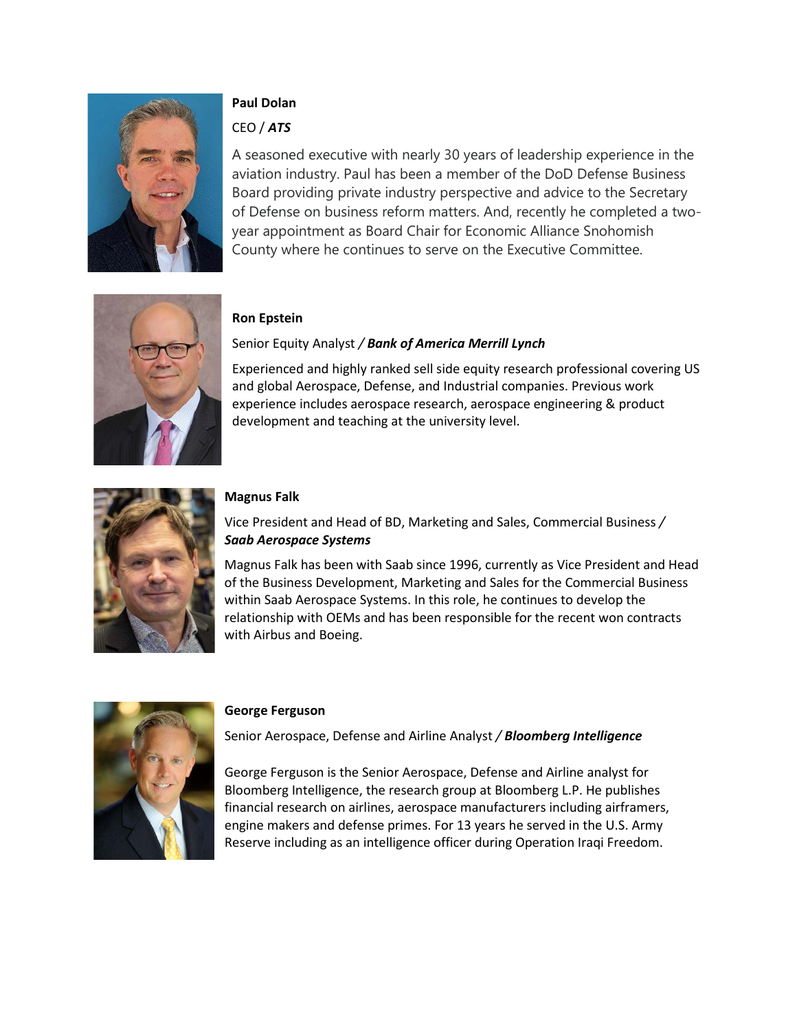**Paul Dolan**

CEO / ***ATS***

A seasoned executive with nearly 30 years of leadership experience in the aviation industry. Paul has been a member of the DoD Defense Business Board providing private industry perspective and advice to the Secretary of Defense on business reform matters. And, recently he completed a two-year appointment as Board Chair for Economic Alliance Snohomish County where he continues to serve on the Executive Committee.

**Ron Epstein**

Senior Equity Analyst / ***Bank of America Merrill Lynch***

Experienced and highly ranked sell side equity research professional covering US and global Aerospace, Defense, and Industrial companies. Previous work experience includes aerospace research, aerospace engineering & product development and teaching at the university level.

**Magnus Falk**

Vice President and Head of BD, Marketing and Sales, Commercial Business / ***Saab Aerospace Systems***

Magnus Falk has been with Saab since 1996, currently as Vice President and Head of the Business Development, Marketing and Sales for the Commercial Business within Saab Aerospace Systems. In this role, he continues to develop the relationship with OEMs and has been responsible for the recent won contracts with Airbus and Boeing.

**George Ferguson**

Senior Aerospace, Defense and Airline Analyst / ***Bloomberg Intelligence***

George Ferguson is the Senior Aerospace, Defense and Airline analyst for Bloomberg Intelligence, the research group at Bloomberg L.P. He publishes financial research on airlines, aerospace manufacturers including airframers, engine makers and defense primes. For 13 years he served in the U.S. Army Reserve including as an intelligence officer during Operation Iraqi Freedom.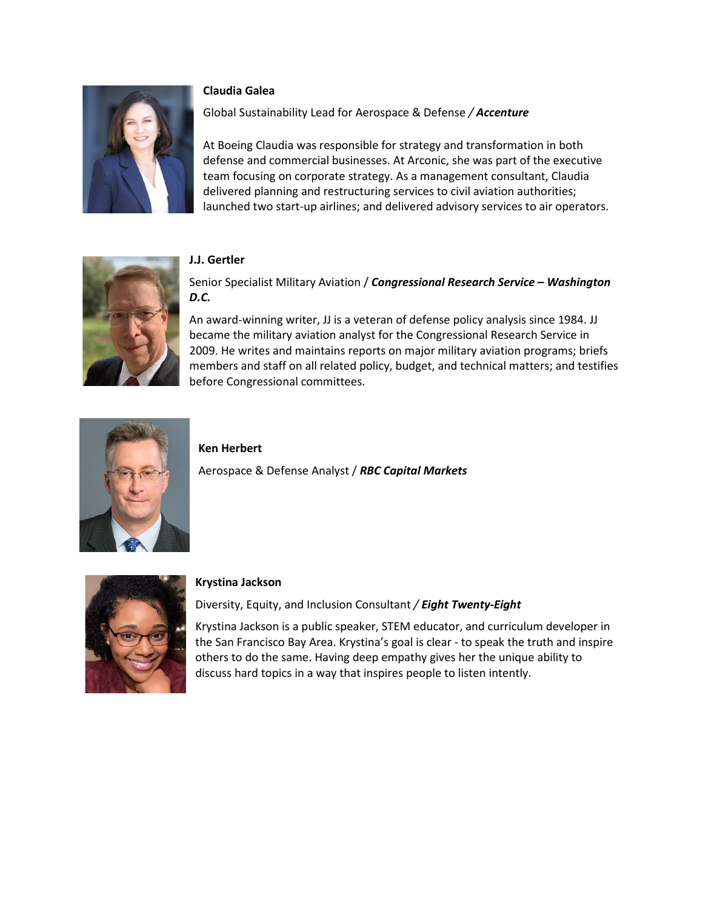**Claudia Galea**

Global Sustainability Lead for Aerospace & Defense / ***Accenture***

At Boeing Claudia was responsible for strategy and transformation in both defense and commercial businesses. At Arconic, she was part of the executive team focusing on corporate strategy. As a management consultant, Claudia delivered planning and restructuring services to civil aviation authorities; launched two start-up airlines; and delivered advisory services to air operators.

**J.J. Gertler**

Senior Specialist Military Aviation / ***Congressional Research Service – Washington D.C.***

An award-winning writer, JJ is a veteran of defense policy analysis since 1984. JJ became the military aviation analyst for the Congressional Research Service in 2009. He writes and maintains reports on major military aviation programs; briefs members and staff on all related policy, budget, and technical matters; and testifies before Congressional committees.

**Ken Herbert**

Aerospace & Defense Analyst / ***RBC Capital Markets***

**Krystina Jackson**

Diversity, Equity, and Inclusion Consultant / ***Eight Twenty-Eight***

Krystina Jackson is a public speaker, STEM educator, and curriculum developer in the San Francisco Bay Area. Krystina's goal is clear - to speak the truth and inspire others to do the same. Having deep empathy gives her the unique ability to discuss hard topics in a way that inspires people to listen intently.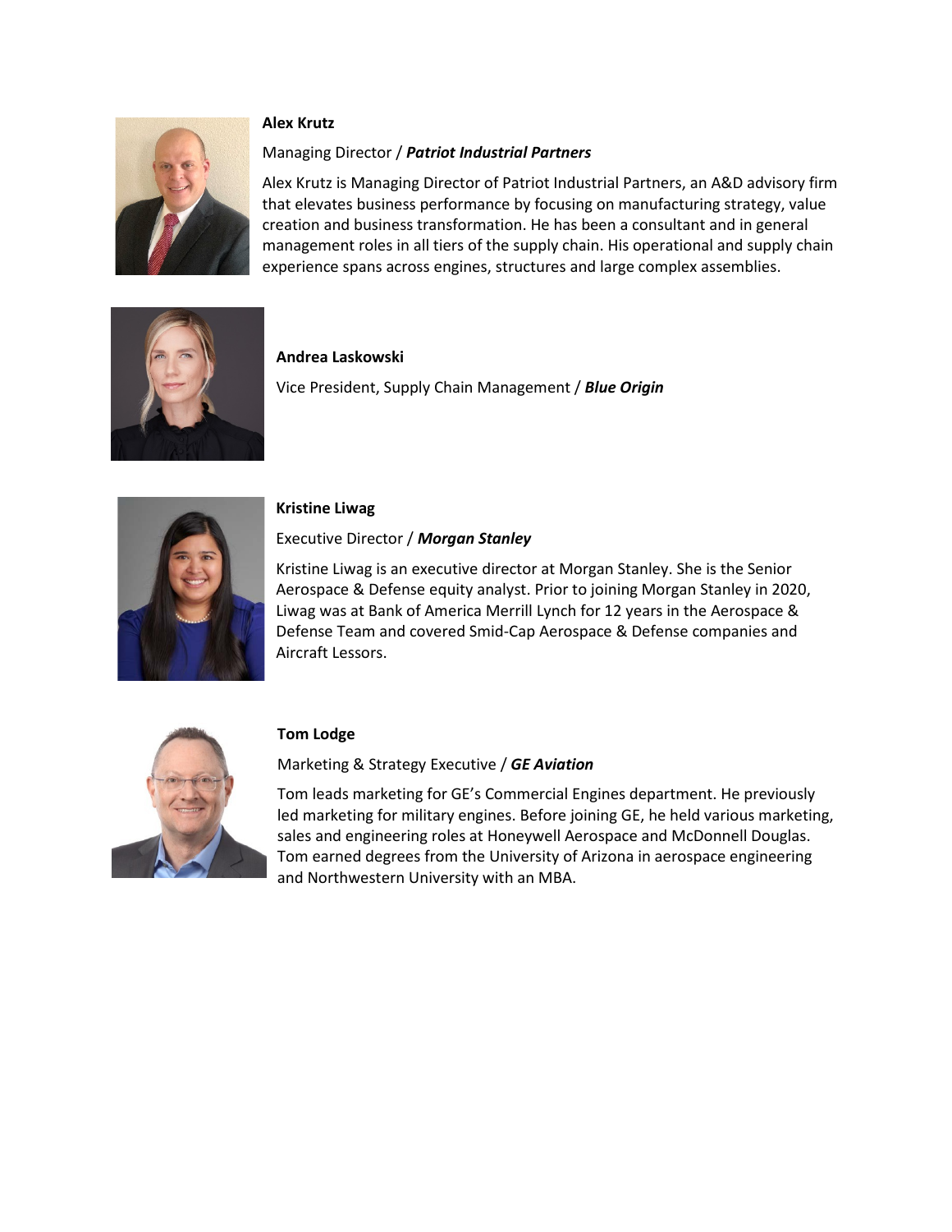**Alex Krutz**

Managing Director / ***Patriot Industrial Partners***

Alex Krutz is Managing Director of Patriot Industrial Partners, an A&D advisory firm that elevates business performance by focusing on manufacturing strategy, value creation and business transformation. He has been a consultant and in general management roles in all tiers of the supply chain. His operational and supply chain experience spans across engines, structures and large complex assemblies.

**Andrea Laskowski**

Vice President, Supply Chain Management / ***Blue Origin***

**Kristine Liwag**

Executive Director / ***Morgan Stanley***

Kristine Liwag is an executive director at Morgan Stanley. She is the Senior Aerospace & Defense equity analyst. Prior to joining Morgan Stanley in 2020, Liwag was at Bank of America Merrill Lynch for 12 years in the Aerospace & Defense Team and covered Smid-Cap Aerospace & Defense companies and Aircraft Lessors.

**Tom Lodge**

Marketing & Strategy Executive / ***GE Aviation***

Tom leads marketing for GE's Commercial Engines department. He previously led marketing for military engines. Before joining GE, he held various marketing, sales and engineering roles at Honeywell Aerospace and McDonnell Douglas. Tom earned degrees from the University of Arizona in aerospace engineering and Northwestern University with an MBA.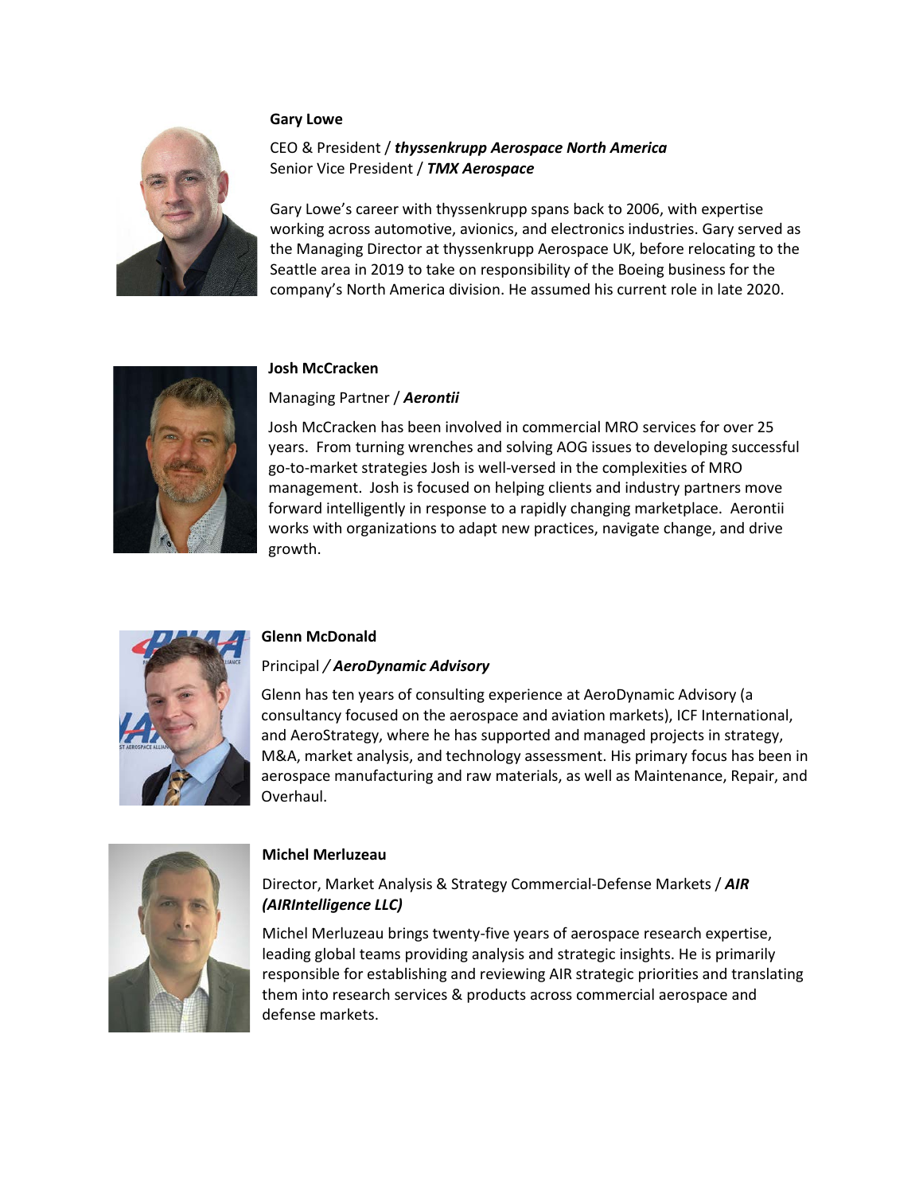**Gary Lowe**

CEO & President / ***thyssenkrupp Aerospace North America***
Senior Vice President / ***TMX Aerospace***

Gary Lowe's career with thyssenkrupp spans back to 2006, with expertise working across automotive, avionics, and electronics industries. Gary served as the Managing Director at thyssenkrupp Aerospace UK, before relocating to the Seattle area in 2019 to take on responsibility of the Boeing business for the company's North America division. He assumed his current role in late 2020.

**Josh McCracken**

Managing Partner / ***Aerontii***

Josh McCracken has been involved in commercial MRO services for over 25 years. From turning wrenches and solving AOG issues to developing successful go-to-market strategies Josh is well-versed in the complexities of MRO management. Josh is focused on helping clients and industry partners move forward intelligently in response to a rapidly changing marketplace. Aerontii works with organizations to adapt new practices, navigate change, and drive growth.

**Glenn McDonald**

Principal / ***AeroDynamic Advisory***

Glenn has ten years of consulting experience at AeroDynamic Advisory (a consultancy focused on the aerospace and aviation markets), ICF International, and AeroStrategy, where he has supported and managed projects in strategy, M&A, market analysis, and technology assessment. His primary focus has been in aerospace manufacturing and raw materials, as well as Maintenance, Repair, and Overhaul.

**Michel Merluzeau**

Director, Market Analysis & Strategy Commercial-Defense Markets / ***AIR (AIRIntelligence LLC)***

Michel Merluzeau brings twenty-five years of aerospace research expertise, leading global teams providing analysis and strategic insights. He is primarily responsible for establishing and reviewing AIR strategic priorities and translating them into research services & products across commercial aerospace and defense markets.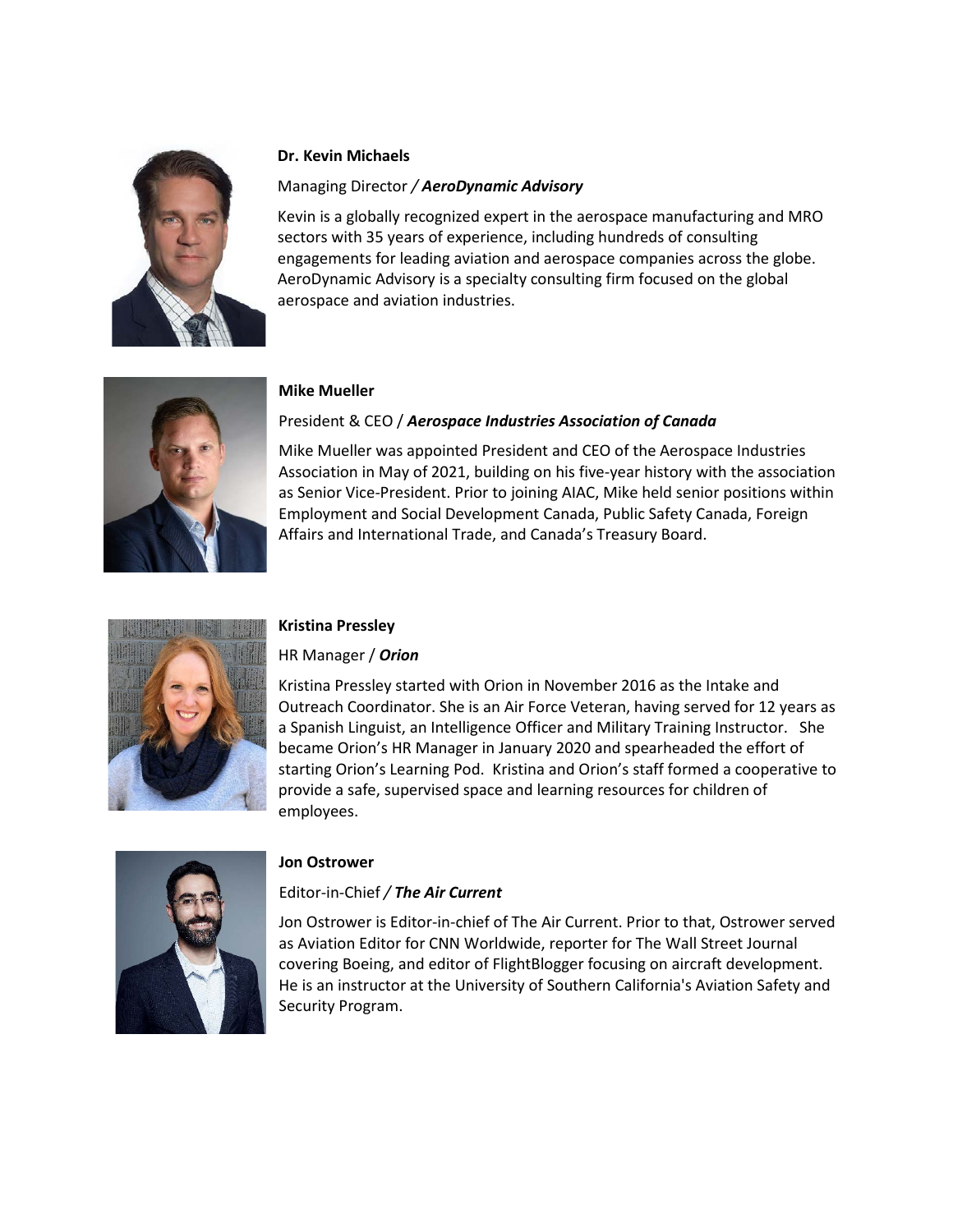**Dr. Kevin Michaels**

Managing Director / ***AeroDynamic Advisory***

Kevin is a globally recognized expert in the aerospace manufacturing and MRO sectors with 35 years of experience, including hundreds of consulting engagements for leading aviation and aerospace companies across the globe. AeroDynamic Advisory is a specialty consulting firm focused on the global aerospace and aviation industries.

**Mike Mueller**

President & CEO / ***Aerospace Industries Association of Canada***

Mike Mueller was appointed President and CEO of the Aerospace Industries Association in May of 2021, building on his five-year history with the association as Senior Vice-President. Prior to joining AIAC, Mike held senior positions within Employment and Social Development Canada, Public Safety Canada, Foreign Affairs and International Trade, and Canada's Treasury Board.

**Kristina Pressley**

HR Manager / ***Orion***

Kristina Pressley started with Orion in November 2016 as the Intake and Outreach Coordinator. She is an Air Force Veteran, having served for 12 years as a Spanish Linguist, an Intelligence Officer and Military Training Instructor. She became Orion's HR Manager in January 2020 and spearheaded the effort of starting Orion's Learning Pod. Kristina and Orion's staff formed a cooperative to provide a safe, supervised space and learning resources for children of employees.

**Jon Ostrower**

Editor-in-Chief / ***The Air Current***

Jon Ostrower is Editor-in-chief of The Air Current. Prior to that, Ostrower served as Aviation Editor for CNN Worldwide, reporter for The Wall Street Journal covering Boeing, and editor of FlightBlogger focusing on aircraft development. He is an instructor at the University of Southern California's Aviation Safety and Security Program.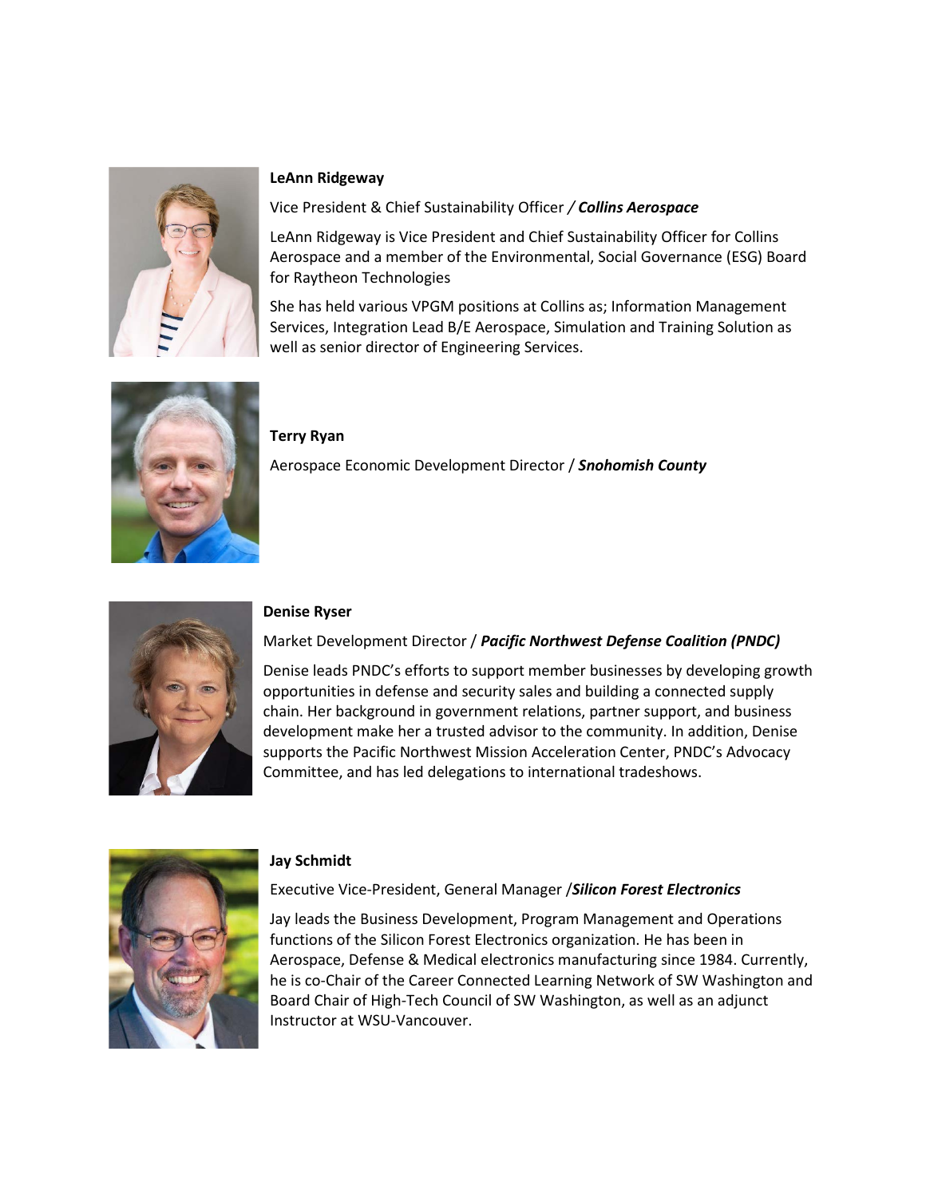**LeAnn Ridgeway**

Vice President & Chief Sustainability Officer / ***Collins Aerospace***

LeAnn Ridgeway is Vice President and Chief Sustainability Officer for Collins Aerospace and a member of the Environmental, Social Governance (ESG) Board for Raytheon Technologies

She has held various VPGM positions at Collins as; Information Management Services, Integration Lead B/E Aerospace, Simulation and Training Solution as well as senior director of Engineering Services.

**Terry Ryan**

Aerospace Economic Development Director / ***Snohomish County***

**Denise Ryser**

Market Development Director / ***Pacific Northwest Defense Coalition (PNDC)***

Denise leads PNDC's efforts to support member businesses by developing growth opportunities in defense and security sales and building a connected supply chain. Her background in government relations, partner support, and business development make her a trusted advisor to the community. In addition, Denise supports the Pacific Northwest Mission Acceleration Center, PNDC's Advocacy Committee, and has led delegations to international tradeshows.

**Jay Schmidt**

Executive Vice-President, General Manager /***Silicon Forest Electronics***

Jay leads the Business Development, Program Management and Operations functions of the Silicon Forest Electronics organization. He has been in Aerospace, Defense & Medical electronics manufacturing since 1984. Currently, he is co-Chair of the Career Connected Learning Network of SW Washington and Board Chair of High-Tech Council of SW Washington, as well as an adjunct Instructor at WSU-Vancouver.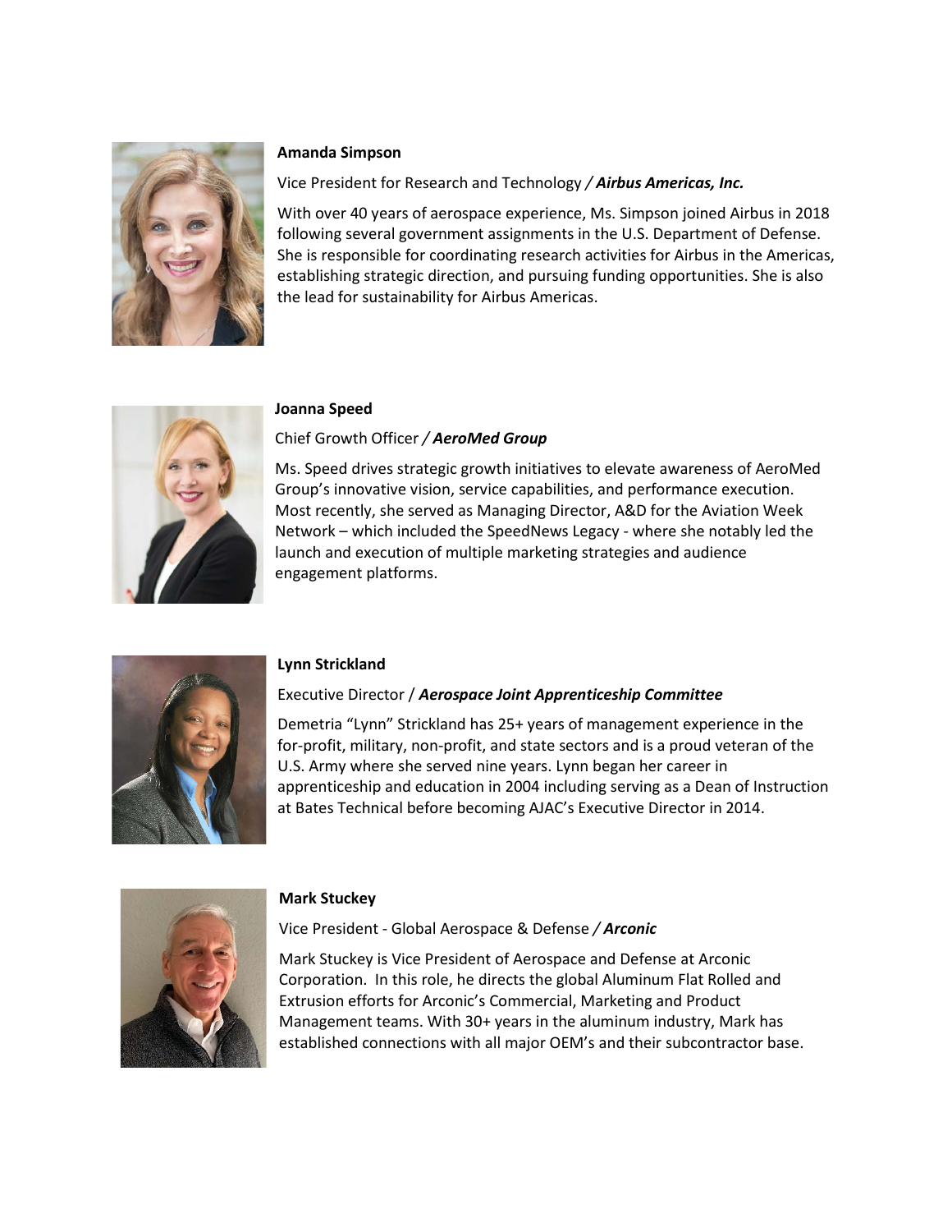**Amanda Simpson**

Vice President for Research and Technology / ***Airbus Americas, Inc.***

With over 40 years of aerospace experience, Ms. Simpson joined Airbus in 2018 following several government assignments in the U.S. Department of Defense. She is responsible for coordinating research activities for Airbus in the Americas, establishing strategic direction, and pursuing funding opportunities. She is also the lead for sustainability for Airbus Americas.

**Joanna Speed**

Chief Growth Officer / ***AeroMed Group***

Ms. Speed drives strategic growth initiatives to elevate awareness of AeroMed Group's innovative vision, service capabilities, and performance execution. Most recently, she served as Managing Director, A&D for the Aviation Week Network – which included the SpeedNews Legacy - where she notably led the launch and execution of multiple marketing strategies and audience engagement platforms.

**Lynn Strickland**

Executive Director / ***Aerospace Joint Apprenticeship Committee***

Demetria "Lynn" Strickland has 25+ years of management experience in the for-profit, military, non-profit, and state sectors and is a proud veteran of the U.S. Army where she served nine years. Lynn began her career in apprenticeship and education in 2004 including serving as a Dean of Instruction at Bates Technical before becoming AJAC's Executive Director in 2014.

**Mark Stuckey**

Vice President - Global Aerospace & Defense / ***Arconic***

Mark Stuckey is Vice President of Aerospace and Defense at Arconic Corporation. In this role, he directs the global Aluminum Flat Rolled and Extrusion efforts for Arconic's Commercial, Marketing and Product Management teams. With 30+ years in the aluminum industry, Mark has established connections with all major OEM's and their subcontractor base.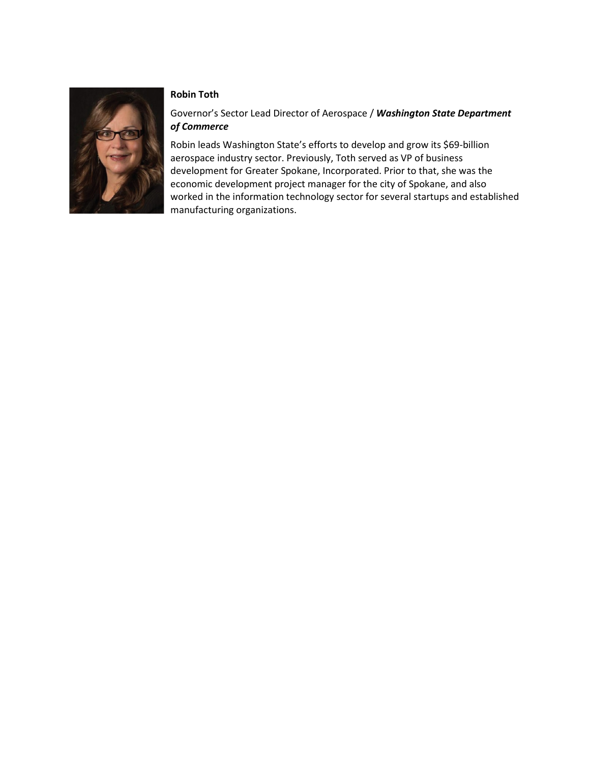**Robin Toth**

Governor's Sector Lead Director of Aerospace / ***Washington State Department of Commerce***

Robin leads Washington State's efforts to develop and grow its $69-billion aerospace industry sector. Previously, Toth served as VP of business development for Greater Spokane, Incorporated. Prior to that, she was the economic development project manager for the city of Spokane, and also worked in the information technology sector for several startups and established manufacturing organizations.